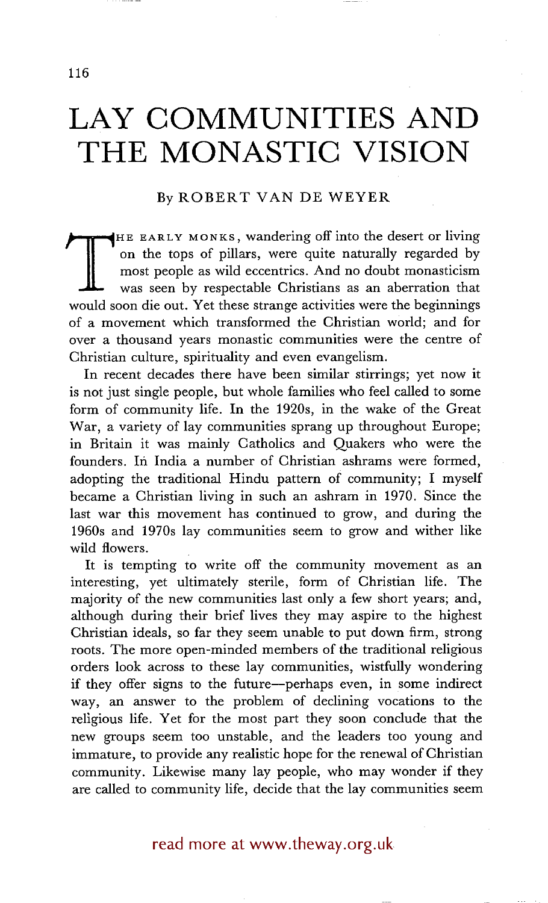# LAY COMMUNITIES AND THE MONASTIC VISION

By ROBERT VAN DE WEYER

THE EARLY MONKS, wandering off into the desert or living on the tops of pillars, were quite naturally regarded by most people as wild eccentrics. And no doubt monasticism was seen by respectable Christians as an aberration that would soon die out. Yet these strange activities were the beginnings of a movement which transformed the Christian world; and for over a thousand years monastic communities were the centre of Christian culture, spirituality and even evangelism.

In recent decades there have been similar stirrings; yet now it is not just single people, but whole families who feel called to some form of community life. In the 1920s, in the wake of the Great War, a variety of lay communities sprang up throughout Europe; in Britain it was mainly Catholics and Quakers who were the founders. In India a number of Christian ashrams were formed, adopting the traditional Hindu pattern of community; I myself became a Christian living in such an ashram in 1970. Since the last war this movement has continued to grow, and during the 1960s and 1970s lay communities seem to grow and wither like wild flowers.

It is tempting to write off the community movement as an interesting, yet ultimately sterile, form of Christian life. The majority of the new communities last only a few short years; and, although during their brief lives they may aspire to the highest Christian ideals, so far they seem unable to put down firm, strong roots. The more open-minded members of the traditional religious orders look across to these lay communities, wistfully wondering if they offer signs to the future—perhaps even, in some indirect way, an answer to the problem of declining vocations to the religious life. Yet for the most part they soon conclude that the new groups seem too unstable, and the leaders too young and immature, to provide any realistic hope for the renewal of Christian community. Likewise many lay people, who may wonder if they are called to community life, decide that the lay communities seem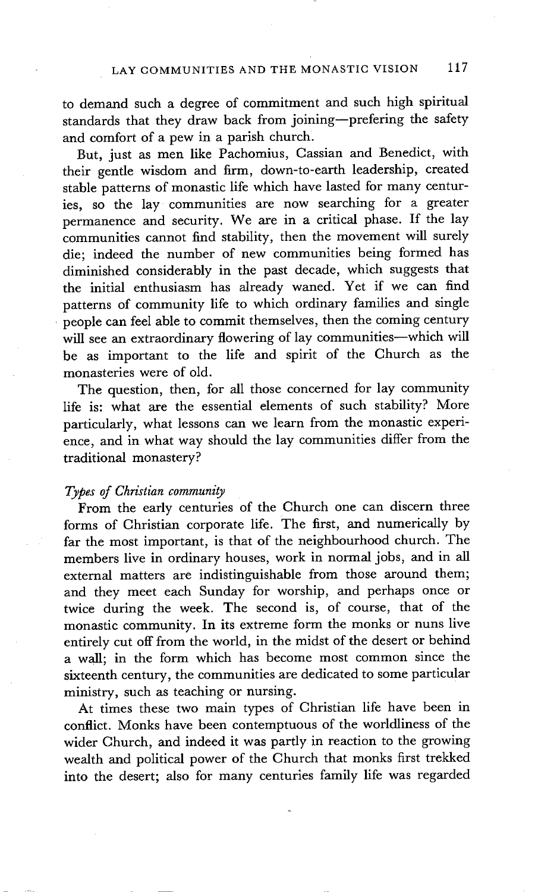to demand such a degree of commitment and such high spiritual standards that they draw back from joining—prefering the safety and comfort of a pew in a parish church.

But, just as men like Pachomius, Cassian and Benedict, with their gentle wisdom and firm, down-to-earth leadership, created stable patterns of monastic life which have lasted for many centuries, so the lay communities are now searching for a greater permanence and security. We are in a critical phase. If the lay communities cannot find stability, then the movement will surely die; indeed the number of new communities being formed has diminished considerably in the past decade, which suggests that the initial enthusiasm has already waned. Yet if we can find patterns of community life to which ordinary families and single people can feel able to commit themselves, then the coming century will see an extraordinary flowering of lay communities—which will be as important to the life and spirit of the Church as the monasteries were of old.

The question, then, for all those concerned for lay community life is: what are the essential elements of such stability? More particularly, what lessons can we learn from the monastic experience, and in what way should the lay communities differ from the traditional monastery?

*Types of Christian community*

From the early centuries of the Church one can discern three forms of Christian corporate life. The first, and numerically by far the most important, is that of the neighbourhood church. The members live in ordinary houses, work in normal jobs, and in all external matters are indistinguishable from those around them; and they meet each Sunday for worship, and perhaps once or twice during the week. The second is, of course, that of the monastic community. In its extreme form the monks or nuns live entirely cut off from the world, in the midst of the desert or behind a wall; in the form which has become most common since the sixteenth century, the communities are dedicated to some particular ministry, such as teaching or nursing.

At times these two main types of Christian life have been in conflict. Monks have been contemptuous of the worldliness of the wider Church, and indeed it was partly in reaction to the growing wealth and political power of the Church that monks first trekked into the desert; also for many centuries family life was regarded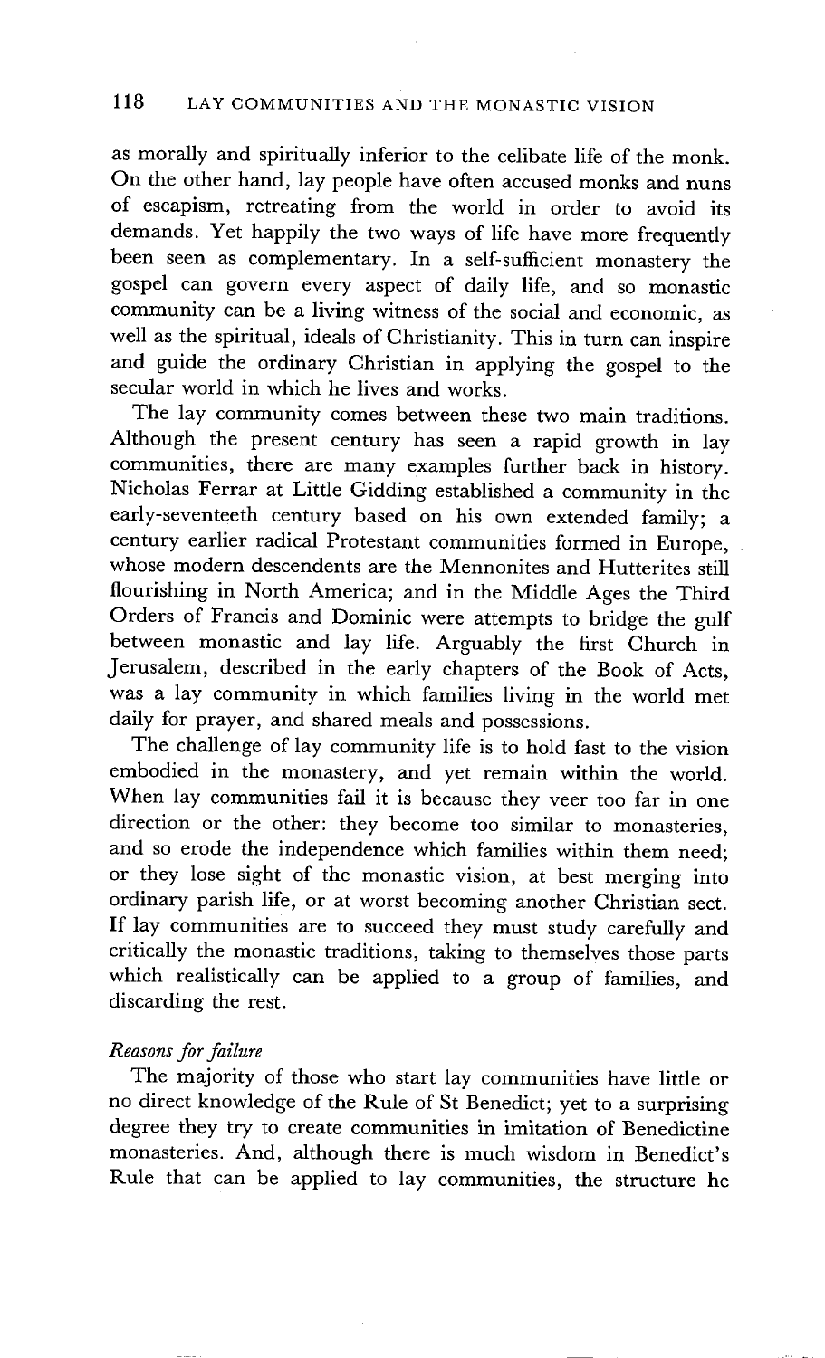as morally and spiritually inferior to the celibate life of the monk. On the other hand, lay people have often accused monks and nuns of escapism, retreating from the world in order to avoid its demands. Yet happily the two ways of life have more frequently been seen as complementary. In a self-sufficient monastery the gospel can govern every aspect of daily life, and so monastic community can be a living witness of the social and economic, as well as the spiritual, ideals of Christianity. This in turn can inspire and guide the ordinary Christian in applying the gospel to the secular world in which he lives and works.

The lay community comes between these two main traditions. Although the present century has seen a rapid growth in lay communities, there are many examples further back in history. Nicholas Ferrar at Little Gidding established a community in the early-seventeeth century based on his own extended family; a century earlier radical Protestant communities formed in Europe, whose modern descendents are the Mennonites and Hutterites still flourishing in North America; and in the Middle Ages the Third Orders of Francis and Dominic were attempts to bridge the gulf between monastic and lay life. Arguably the first Church in Jerusalem, described in the early chapters of the Book of Acts, was a lay community in which families living in the world met daily for prayer, and shared meals and possessions.

The challenge of lay community life is to hold fast to the vision embodied in the monastery, and yet remain within the world. When lay communities fail it is because they veer too far in one direction or the other: they become too similar to monasteries, and so erode the independence which families within them need; or they lose sight of the monastic vision, at best merging into ordinary parish life, or at worst becoming another Christian sect. If lay communities are to succeed they must study carefully and critically the monastic traditions, taking to themselves those parts which realistically can be applied to a group of families, and discarding the rest.

*Reasons for failure*

The majority of those who start lay communities have little or no direct knowledge of the Rule of St Benedict; yet to a surprising degree they try to create communities in imitation of Benedictine monasteries. And, although there is much wisdom in Benedict's Rule that can be applied to lay communities, the structure he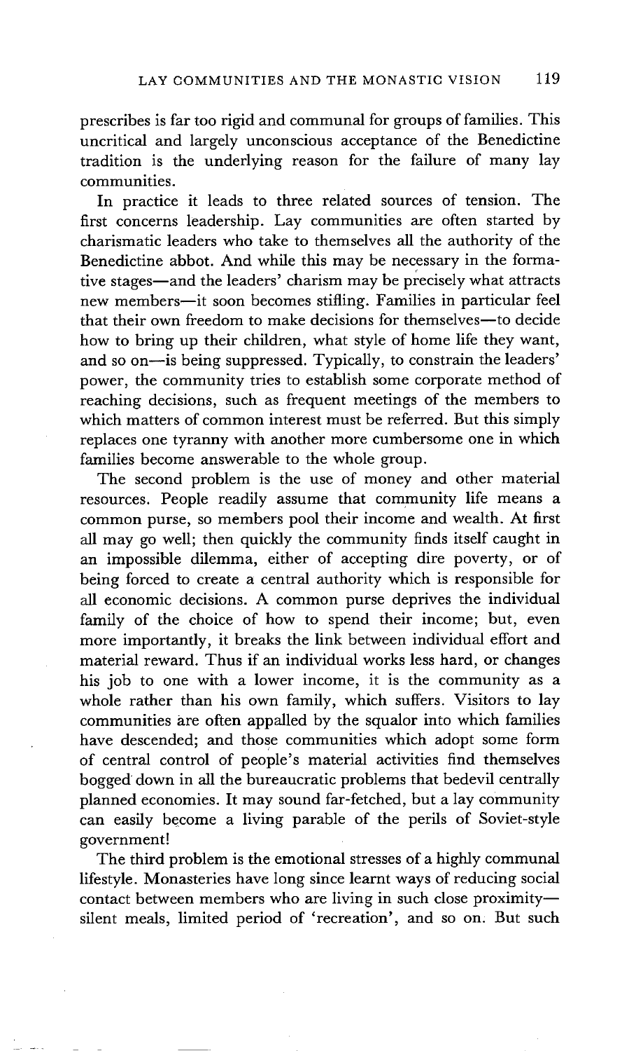prescribes is far too rigid and communal for groups of families. This uncritical and largely unconscious acceptance of the Benedictine tradition is the underlying reason for the failure of many lay communities.

In practice it leads to three related sources of tension. The first concerns leadership. Lay communities are often started by charismatic leaders who take to themselves all the authority of the Benedictine abbot. And while this may be necessary in the formative stages—and the leaders' charism may be precisely what attracts new members—it soon becomes stifling. Families in particular feel that their own freedom to make decisions for themselves—to decide how to bring up their children, what style of home life they want, and so on—is being suppressed. Typically, to constrain the leaders' power, the community tries to establish some corporate method of reaching decisions, such as frequent meetings of the members to which matters of common interest must be referred. But this simply replaces one tyranny with another more cumbersome one in which families become answerable to the whole group.

The second problem is the use of money and other material resources. People readily assume that community life means a common purse, so members pool their income and wealth. At first all may go well; then quickly the community finds itself caught in an impossible dilemma, either of accepting dire poverty, or of being forced to create a central authority which is responsible for all economic decisions. A common purse deprives the individual family of the choice of how to spend their income; but, even more importantly, it breaks the link between individual effort and material reward. Thus if an individual works less hard, or changes his job to one with a lower income, it is the community as a whole rather than his own family, which suffers. Visitors to lay communities are often appalled by the squalor into which families have descended; and those communities which adopt some form of central control of people's material activities find themselves bogged down in all the bureaucratic problems that bedevil centrally planned economies. It may sound far-fetched, but a lay community can easily become a living parable of the perils of Soviet-style government!

The third problem is the emotional stresses of a highly communal lifestyle. Monasteries have long since learnt ways of reducing social contact between members who are living in such close proximity—silent meals, limited period of 'recreation', and so on. But such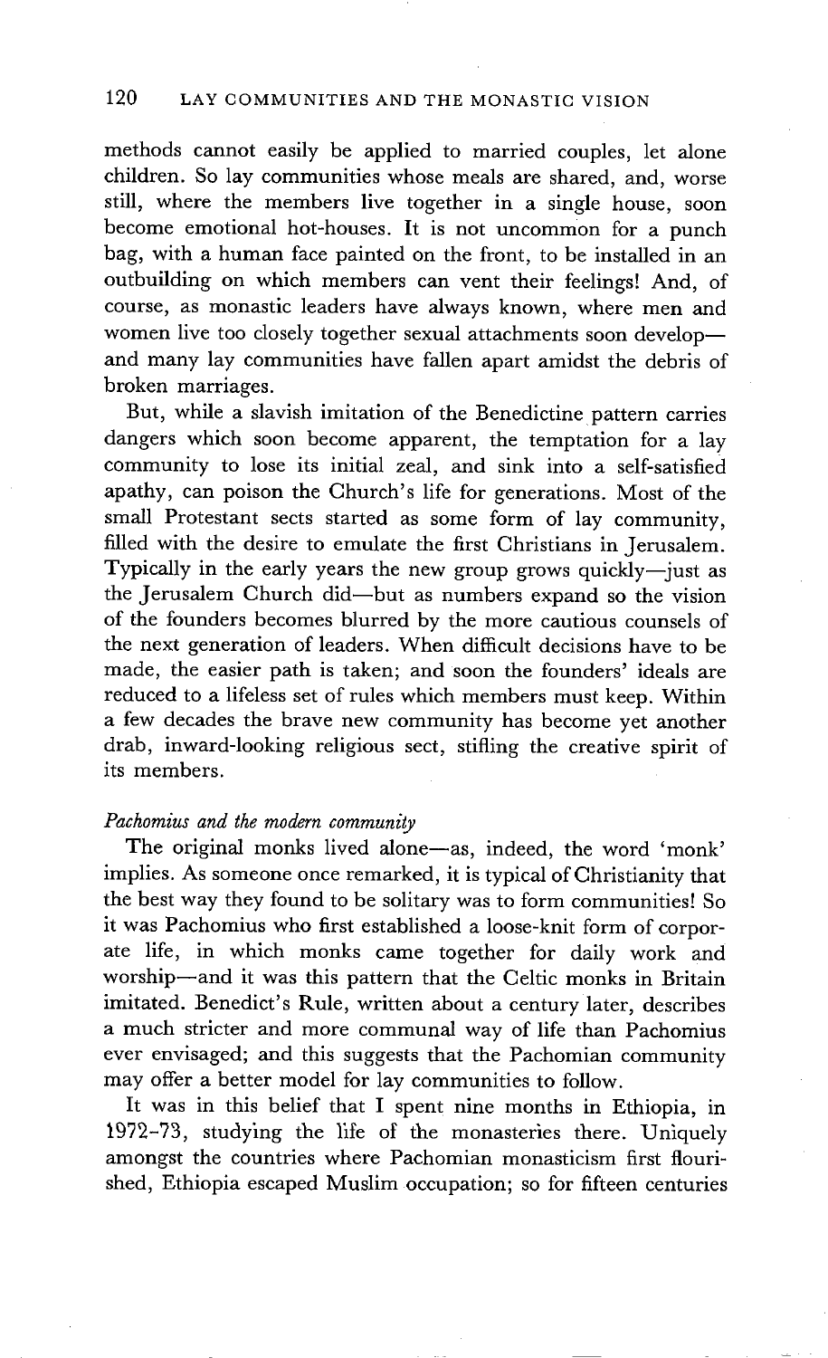methods cannot easily be applied to married couples, let alone children. So lay communities whose meals are shared, and, worse still, where the members live together in a single house, soon become emotional hot-houses. It is not uncommon for a punch bag, with a human face painted on the front, to be installed in an outbuilding on which members can vent their feelings! And, of course, as monastic leaders have always known, where men and women live too closely together sexual attachments soon develop—and many lay communities have fallen apart amidst the debris of broken marriages.

But, while a slavish imitation of the Benedictine pattern carries dangers which soon become apparent, the temptation for a lay community to lose its initial zeal, and sink into a self-satisfied apathy, can poison the Church's life for generations. Most of the small Protestant sects started as some form of lay community, filled with the desire to emulate the first Christians in Jerusalem. Typically in the early years the new group grows quickly—just as the Jerusalem Church did—but as numbers expand so the vision of the founders becomes blurred by the more cautious counsels of the next generation of leaders. When difficult decisions have to be made, the easier path is taken; and soon the founders' ideals are reduced to a lifeless set of rules which members must keep. Within a few decades the brave new community has become yet another drab, inward-looking religious sect, stifling the creative spirit of its members.

*Pachomius and the modern community*

The original monks lived alone—as, indeed, the word 'monk' implies. As someone once remarked, it is typical of Christianity that the best way they found to be solitary was to form communities! So it was Pachomius who first established a loose-knit form of corporate life, in which monks came together for daily work and worship—and it was this pattern that the Celtic monks in Britain imitated. Benedict's Rule, written about a century later, describes a much stricter and more communal way of life than Pachomius ever envisaged; and this suggests that the Pachomian community may offer a better model for lay communities to follow.

It was in this belief that I spent nine months in Ethiopia, in 1972–73, studying the life of the monasteries there. Uniquely amongst the countries where Pachomian monasticism first flourished, Ethiopia escaped Muslim occupation; so for fifteen centuries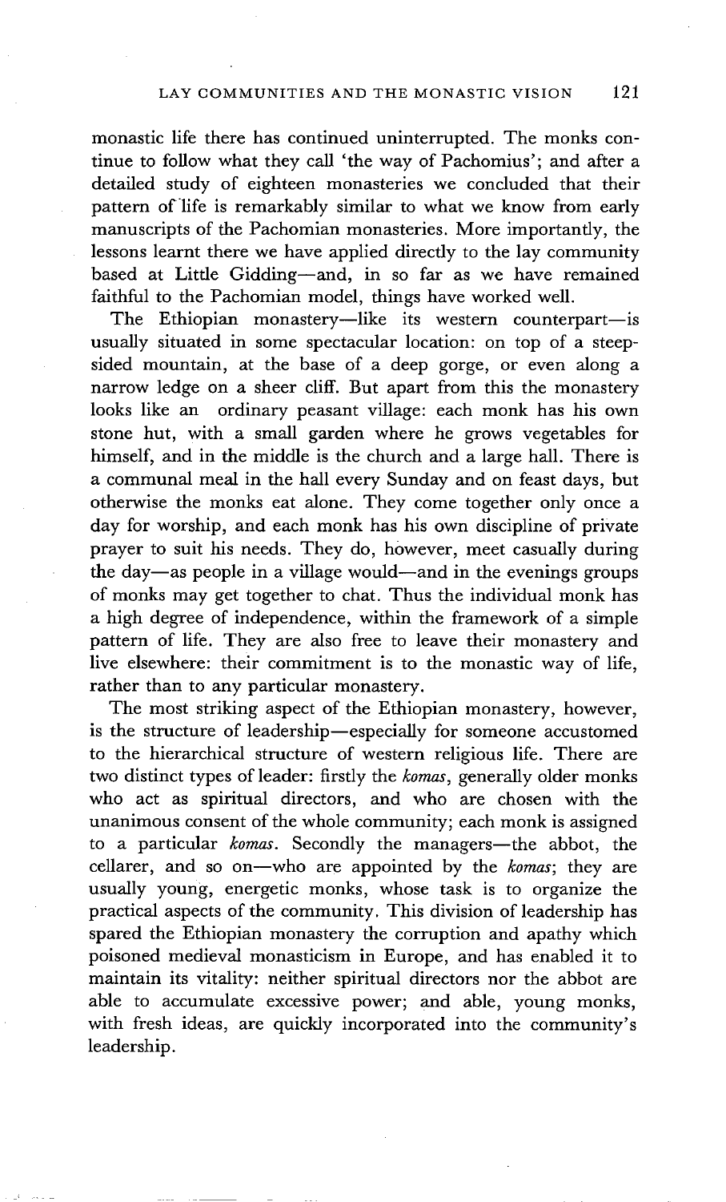monastic life there has continued uninterrupted. The monks continue to follow what they call 'the way of Pachomius'; and after a detailed study of eighteen monasteries we concluded that their pattern of life is remarkably similar to what we know from early manuscripts of the Pachomian monasteries. More importantly, the lessons learnt there we have applied directly to the lay community based at Little Gidding—and, in so far as we have remained faithful to the Pachomian model, things have worked well.

The Ethiopian monastery—like its western counterpart—is usually situated in some spectacular location: on top of a steep-sided mountain, at the base of a deep gorge, or even along a narrow ledge on a sheer cliff. But apart from this the monastery looks like an ordinary peasant village: each monk has his own stone hut, with a small garden where he grows vegetables for himself, and in the middle is the church and a large hall. There is a communal meal in the hall every Sunday and on feast days, but otherwise the monks eat alone. They come together only once a day for worship, and each monk has his own discipline of private prayer to suit his needs. They do, however, meet casually during the day—as people in a village would—and in the evenings groups of monks may get together to chat. Thus the individual monk has a high degree of independence, within the framework of a simple pattern of life. They are also free to leave their monastery and live elsewhere: their commitment is to the monastic way of life, rather than to any particular monastery.

The most striking aspect of the Ethiopian monastery, however, is the structure of leadership—especially for someone accustomed to the hierarchical structure of western religious life. There are two distinct types of leader: firstly the *komas*, generally older monks who act as spiritual directors, and who are chosen with the unanimous consent of the whole community; each monk is assigned to a particular *komas*. Secondly the managers—the abbot, the cellarer, and so on—who are appointed by the *komas*; they are usually young, energetic monks, whose task is to organize the practical aspects of the community. This division of leadership has spared the Ethiopian monastery the corruption and apathy which poisoned medieval monasticism in Europe, and has enabled it to maintain its vitality: neither spiritual directors nor the abbot are able to accumulate excessive power; and able, young monks, with fresh ideas, are quickly incorporated into the community's leadership.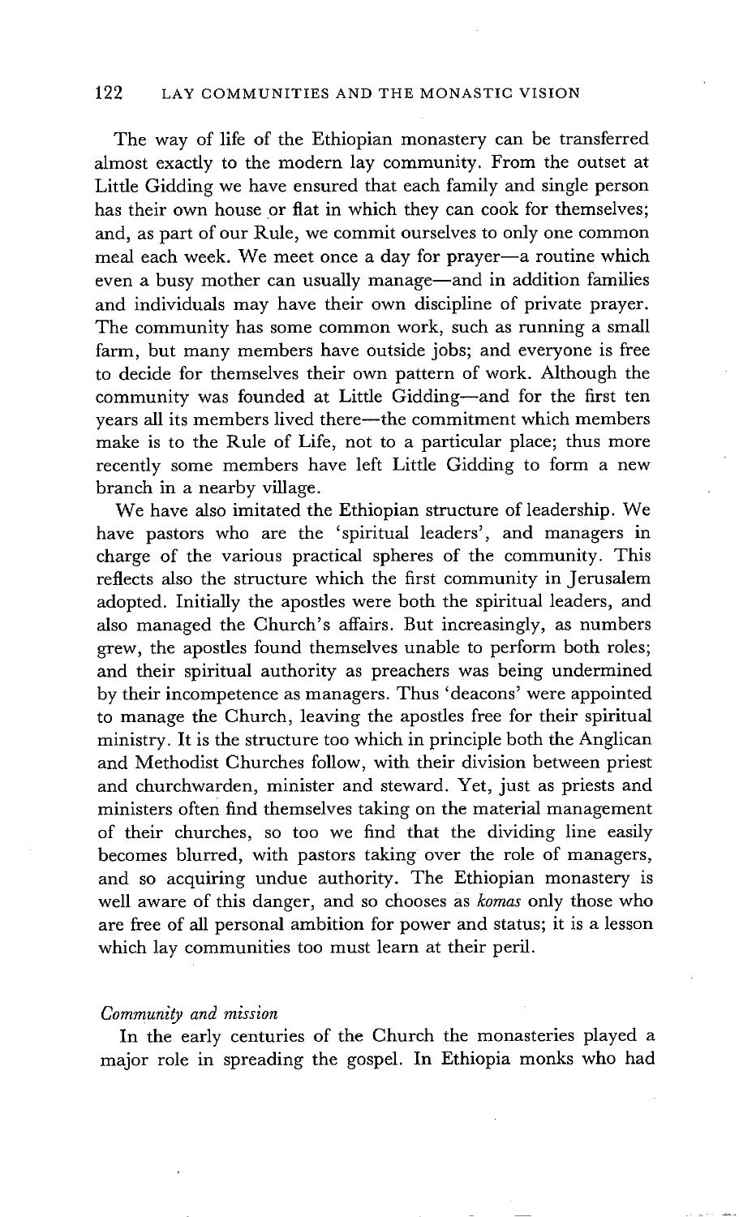The way of life of the Ethiopian monastery can be transferred almost exactly to the modern lay community. From the outset at Little Gidding we have ensured that each family and single person has their own house or flat in which they can cook for themselves; and, as part of our Rule, we commit ourselves to only one common meal each week. We meet once a day for prayer—a routine which even a busy mother can usually manage—and in addition families and individuals may have their own discipline of private prayer. The community has some common work, such as running a small farm, but many members have outside jobs; and everyone is free to decide for themselves their own pattern of work. Although the community was founded at Little Gidding—and for the first ten years all its members lived there—the commitment which members make is to the Rule of Life, not to a particular place; thus more recently some members have left Little Gidding to form a new branch in a nearby village.

We have also imitated the Ethiopian structure of leadership. We have pastors who are the 'spiritual leaders', and managers in charge of the various practical spheres of the community. This reflects also the structure which the first community in Jerusalem adopted. Initially the apostles were both the spiritual leaders, and also managed the Church's affairs. But increasingly, as numbers grew, the apostles found themselves unable to perform both roles; and their spiritual authority as preachers was being undermined by their incompetence as managers. Thus 'deacons' were appointed to manage the Church, leaving the apostles free for their spiritual ministry. It is the structure too which in principle both the Anglican and Methodist Churches follow, with their division between priest and churchwarden, minister and steward. Yet, just as priests and ministers often find themselves taking on the material management of their churches, so too we find that the dividing line easily becomes blurred, with pastors taking over the role of managers, and so acquiring undue authority. The Ethiopian monastery is well aware of this danger, and so chooses as *komas* only those who are free of all personal ambition for power and status; it is a lesson which lay communities too must learn at their peril.

### *Community and mission*

In the early centuries of the Church the monasteries played a major role in spreading the gospel. In Ethiopia monks who had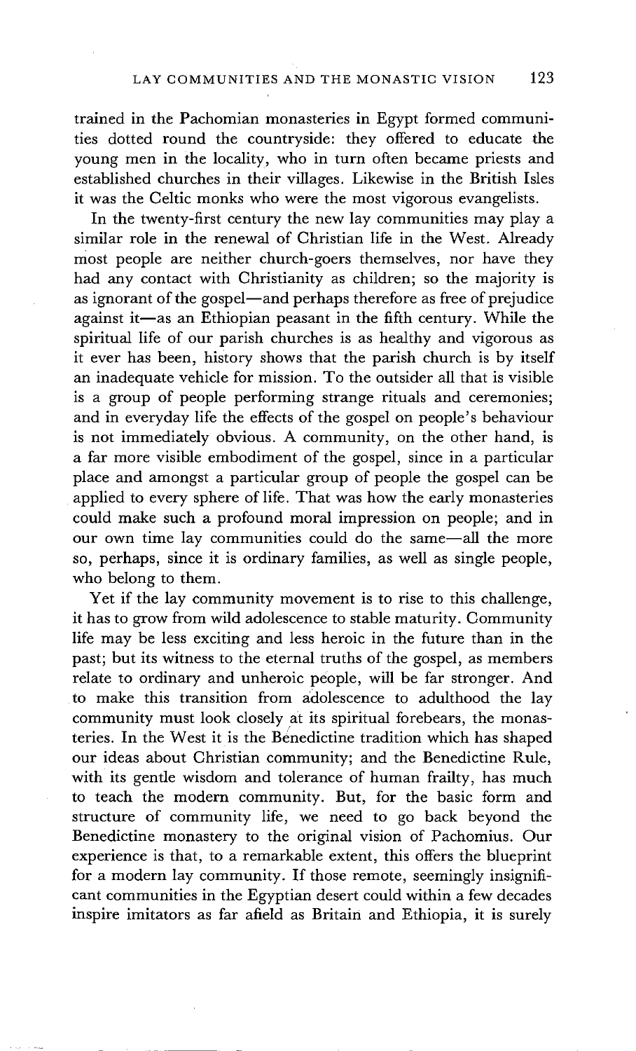trained in the Pachomian monasteries in Egypt formed communities dotted round the countryside: they offered to educate the young men in the locality, who in turn often became priests and established churches in their villages. Likewise in the British Isles it was the Celtic monks who were the most vigorous evangelists.

In the twenty-first century the new lay communities may play a similar role in the renewal of Christian life in the West. Already most people are neither church-goers themselves, nor have they had any contact with Christianity as children; so the majority is as ignorant of the gospel—and perhaps therefore as free of prejudice against it—as an Ethiopian peasant in the fifth century. While the spiritual life of our parish churches is as healthy and vigorous as it ever has been, history shows that the parish church is by itself an inadequate vehicle for mission. To the outsider all that is visible is a group of people performing strange rituals and ceremonies; and in everyday life the effects of the gospel on people's behaviour is not immediately obvious. A community, on the other hand, is a far more visible embodiment of the gospel, since in a particular place and amongst a particular group of people the gospel can be applied to every sphere of life. That was how the early monasteries could make such a profound moral impression on people; and in our own time lay communities could do the same—all the more so, perhaps, since it is ordinary families, as well as single people, who belong to them.

Yet if the lay community movement is to rise to this challenge, it has to grow from wild adolescence to stable maturity. Community life may be less exciting and less heroic in the future than in the past; but its witness to the eternal truths of the gospel, as members relate to ordinary and unheroic people, will be far stronger. And to make this transition from adolescence to adulthood the lay community must look closely at its spiritual forebears, the monasteries. In the West it is the Benedictine tradition which has shaped our ideas about Christian community; and the Benedictine Rule, with its gentle wisdom and tolerance of human frailty, has much to teach the modern community. But, for the basic form and structure of community life, we need to go back beyond the Benedictine monastery to the original vision of Pachomius. Our experience is that, to a remarkable extent, this offers the blueprint for a modern lay community. If those remote, seemingly insignificant communities in the Egyptian desert could within a few decades inspire imitators as far afield as Britain and Ethiopia, it is surely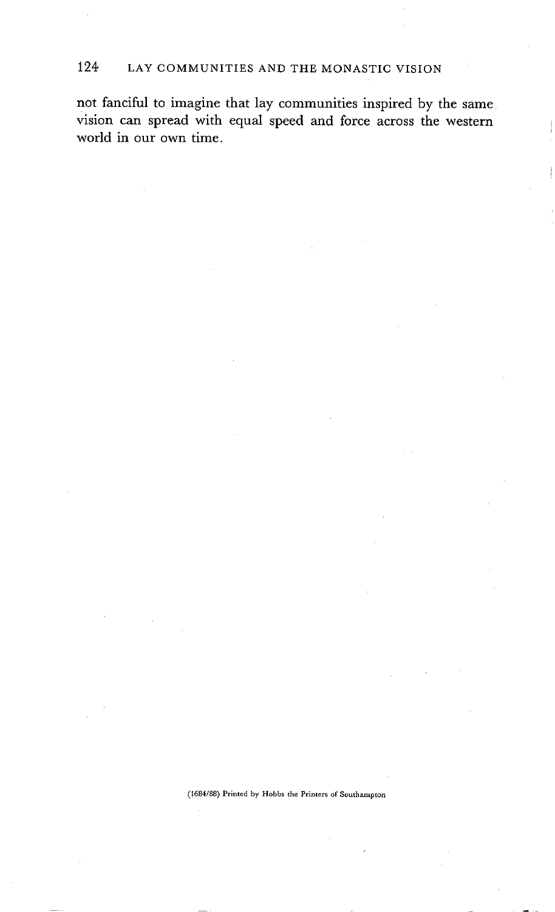not fanciful to imagine that lay communities inspired by the same vision can spread with equal speed and force across the western world in our own time.

(1684/88) Printed by Hobbs the Printers of Southampton